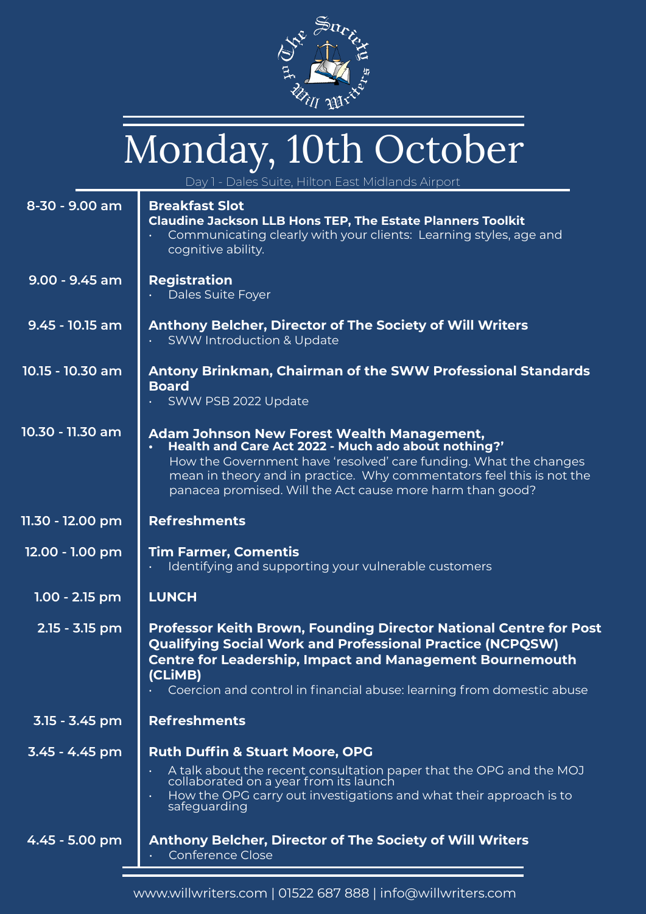# Monday, 10th October

Day 1 - Dales Suite, Hilton East Midlands Airport

| Time | Session |
|---|---|
| 8-30 - 9.00 am | **Breakfast Slot**<br>**Claudine Jackson LLB Hons TEP, The Estate Planners Toolkit**<br>• Communicating clearly with your clients: Learning styles, age and cognitive ability. |
| 9.00 - 9.45 am | **Registration**<br>• Dales Suite Foyer |
| 9.45 - 10.15 am | **Anthony Belcher, Director of The Society of Will Writers**<br>• SWW Introduction & Update |
| 10.15 - 10.30 am | **Antony Brinkman, Chairman of the SWW Professional Standards Board**<br>• SWW PSB 2022 Update |
| 10.30 - 11.30 am | **Adam Johnson New Forest Wealth Management,**<br>• **Health and Care Act 2022 - Much ado about nothing?'**<br>How the Government have 'resolved' care funding. What the changes mean in theory and in practice. Why commentators feel this is not the panacea promised. Will the Act cause more harm than good? |
| 11.30 - 12.00 pm | **Refreshments** |
| 12.00 - 1.00 pm | **Tim Farmer, Comentis**<br>• Identifying and supporting your vulnerable customers |
| 1.00 - 2.15 pm | **LUNCH** |
| 2.15 - 3.15 pm | **Professor Keith Brown, Founding Director National Centre for Post Qualifying Social Work and Professional Practice (NCPQSW) Centre for Leadership, Impact and Management Bournemouth (CLiMB)**<br>• Coercion and control in financial abuse: learning from domestic abuse |
| 3.15 - 3.45 pm | **Refreshments** |
| 3.45 - 4.45 pm | **Ruth Duffin & Stuart Moore, OPG**<br>• A talk about the recent consultation paper that the OPG and the MOJ collaborated on a year from its launch<br>• How the OPG carry out investigations and what their approach is to safeguarding |
| 4.45 - 5.00 pm | **Anthony Belcher, Director of The Society of Will Writers**<br>• Conference Close |

www.willwriters.com | 01522 687 888 | info@willwriters.com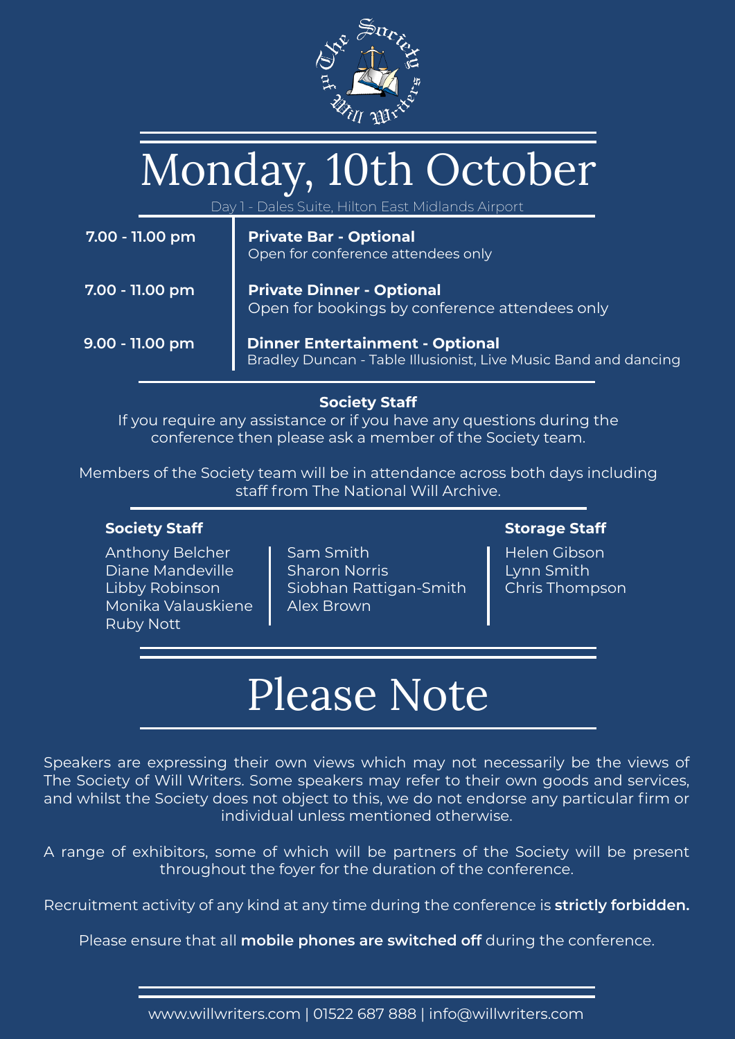# Monday, 10th October

Day 1 - Dales Suite, Hilton East Midlands Airport

| Time | Event |
| --- | --- |
| **7.00 - 11.00 pm** | **Private Bar - Optional** Open for conference attendees only |
| **7.00 - 11.00 pm** | **Private Dinner - Optional** Open for bookings by conference attendees only |
| **9.00 - 11.00 pm** | **Dinner Entertainment - Optional** Bradley Duncan - Table Illusionist, Live Music Band and dancing |

**Society Staff**

If you require any assistance or if you have any questions during the conference then please ask a member of the Society team.

Members of the Society team will be in attendance across both days including staff from The National Will Archive.

**Society Staff**

Anthony Belcher
Diane Mandeville
Libby Robinson
Monika Valauskiene
Ruby Nott
Sam Smith
Sharon Norris
Siobhan Rattigan-Smith
Alex Brown

**Storage Staff**

Helen Gibson
Lynn Smith
Chris Thompson

# Please Note

Speakers are expressing their own views which may not necessarily be the views of The Society of Will Writers. Some speakers may refer to their own goods and services, and whilst the Society does not object to this, we do not endorse any particular firm or individual unless mentioned otherwise.

A range of exhibitors, some of which will be partners of the Society will be present throughout the foyer for the duration of the conference.

Recruitment activity of any kind at any time during the conference is **strictly forbidden.**

Please ensure that all **mobile phones are switched off** during the conference.

www.willwriters.com | 01522 687 888 | info@willwriters.com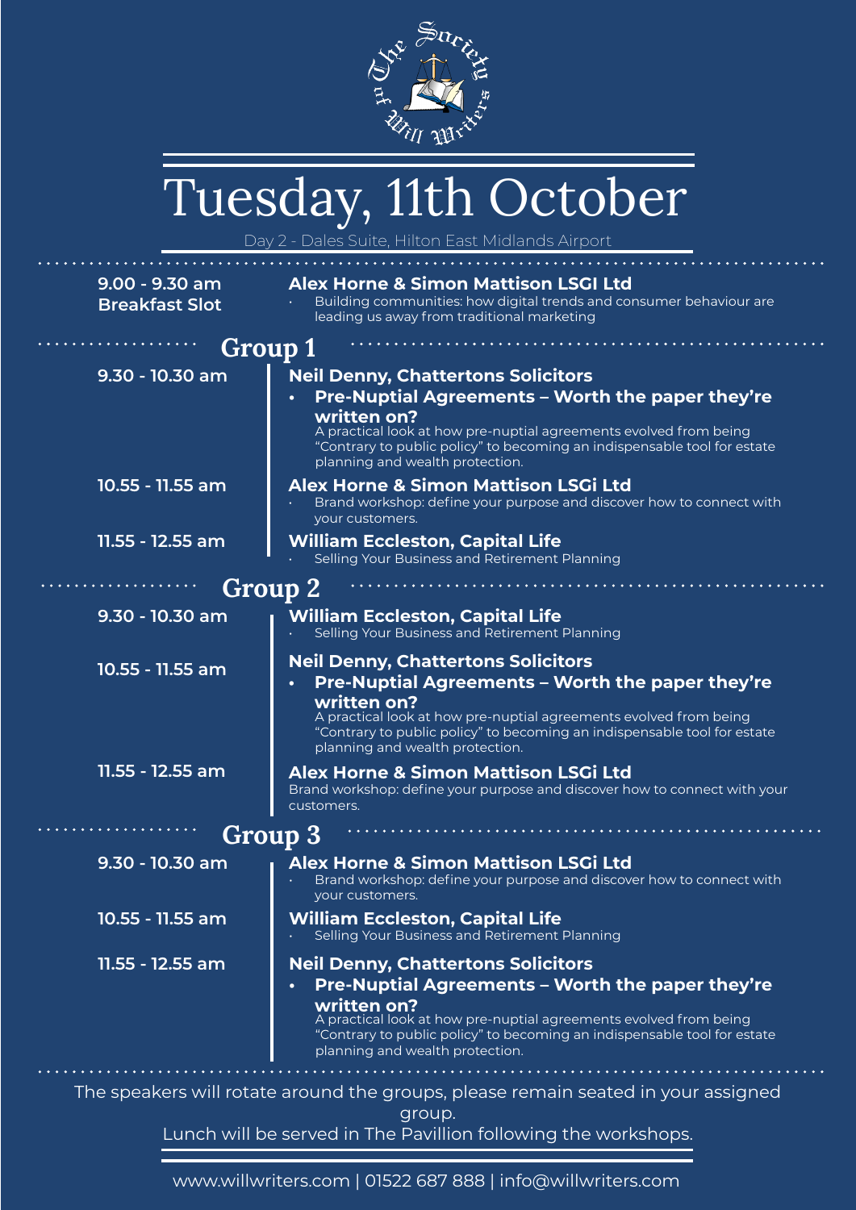# Tuesday, 11th October

Day 2 - Dales Suite, Hilton East Midlands Airport

**9.00 - 9.30 am**
**Breakfast Slot**

**Alex Horne & Simon Mattison LSGI Ltd**
- Building communities: how digital trends and consumer behaviour are leading us away from traditional marketing

## Group 1

**9.30 - 10.30 am**

**Neil Denny, Chattertons Solicitors**
- **Pre-Nuptial Agreements – Worth the paper they're written on?**
  A practical look at how pre-nuptial agreements evolved from being "Contrary to public policy" to becoming an indispensable tool for estate planning and wealth protection.

**10.55 - 11.55 am**

**Alex Horne & Simon Mattison LSGi Ltd**
- Brand workshop: define your purpose and discover how to connect with your customers.

**11.55 - 12.55 am**

**William Eccleston, Capital Life**
- Selling Your Business and Retirement Planning

## Group 2

**9.30 - 10.30 am**

**William Eccleston, Capital Life**
- Selling Your Business and Retirement Planning

**10.55 - 11.55 am**

**Neil Denny, Chattertons Solicitors**
- **Pre-Nuptial Agreements – Worth the paper they're written on?**
  A practical look at how pre-nuptial agreements evolved from being "Contrary to public policy" to becoming an indispensable tool for estate planning and wealth protection.

**11.55 - 12.55 am**

**Alex Horne & Simon Mattison LSGi Ltd**
Brand workshop: define your purpose and discover how to connect with your customers.

## Group 3

**9.30 - 10.30 am**

**Alex Horne & Simon Mattison LSGi Ltd**
- Brand workshop: define your purpose and discover how to connect with your customers.

**10.55 - 11.55 am**

**William Eccleston, Capital Life**
- Selling Your Business and Retirement Planning

**11.55 - 12.55 am**

**Neil Denny, Chattertons Solicitors**
- **Pre-Nuptial Agreements – Worth the paper they're written on?**
  A practical look at how pre-nuptial agreements evolved from being "Contrary to public policy" to becoming an indispensable tool for estate planning and wealth protection.

The speakers will rotate around the groups, please remain seated in your assigned group.

Lunch will be served in The Pavillion following the workshops.

www.willwriters.com | 01522 687 888 | info@willwriters.com